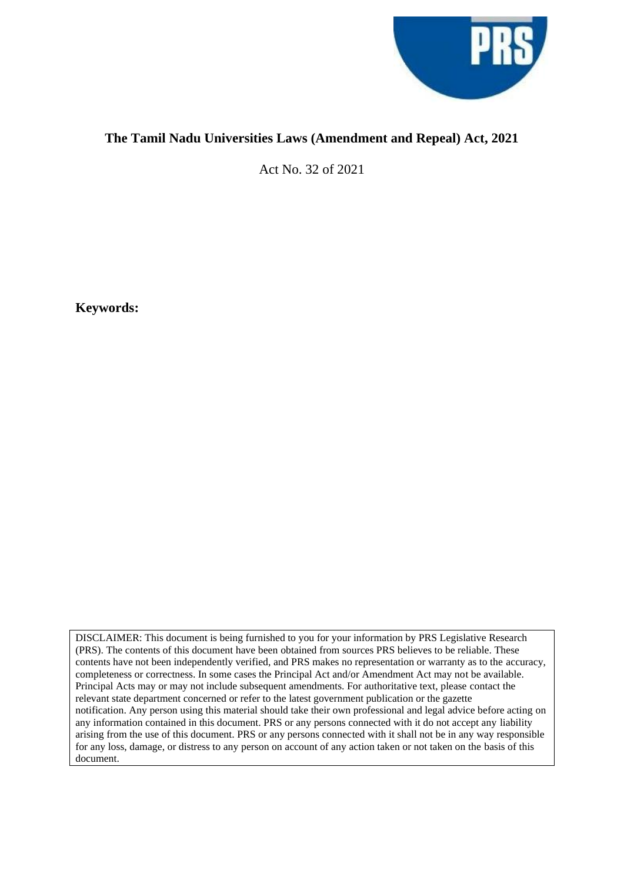# The Tamil Nadu Universities Laws (Amendment and Repeal) Act, 2021

Act No. 32 of 2021

**Keywords:**

DISCLAIMER: This document is being furnished to you for your information by PRS Legislative Research (PRS). The contents of this document have been obtained from sources PRS believes to be reliable. These contents have not been independently verified, and PRS makes no representation or warranty as to the accuracy, completeness or correctness. In some cases the Principal Act and/or Amendment Act may not be available. Principal Acts may or may not include subsequent amendments. For authoritative text, please contact the relevant state department concerned or refer to the latest government publication or the gazette notification. Any person using this material should take their own professional and legal advice before acting on any information contained in this document. PRS or any persons connected with it do not accept any liability arising from the use of this document. PRS or any persons connected with it shall not be in any way responsible for any loss, damage, or distress to any person on account of any action taken or not taken on the basis of this document.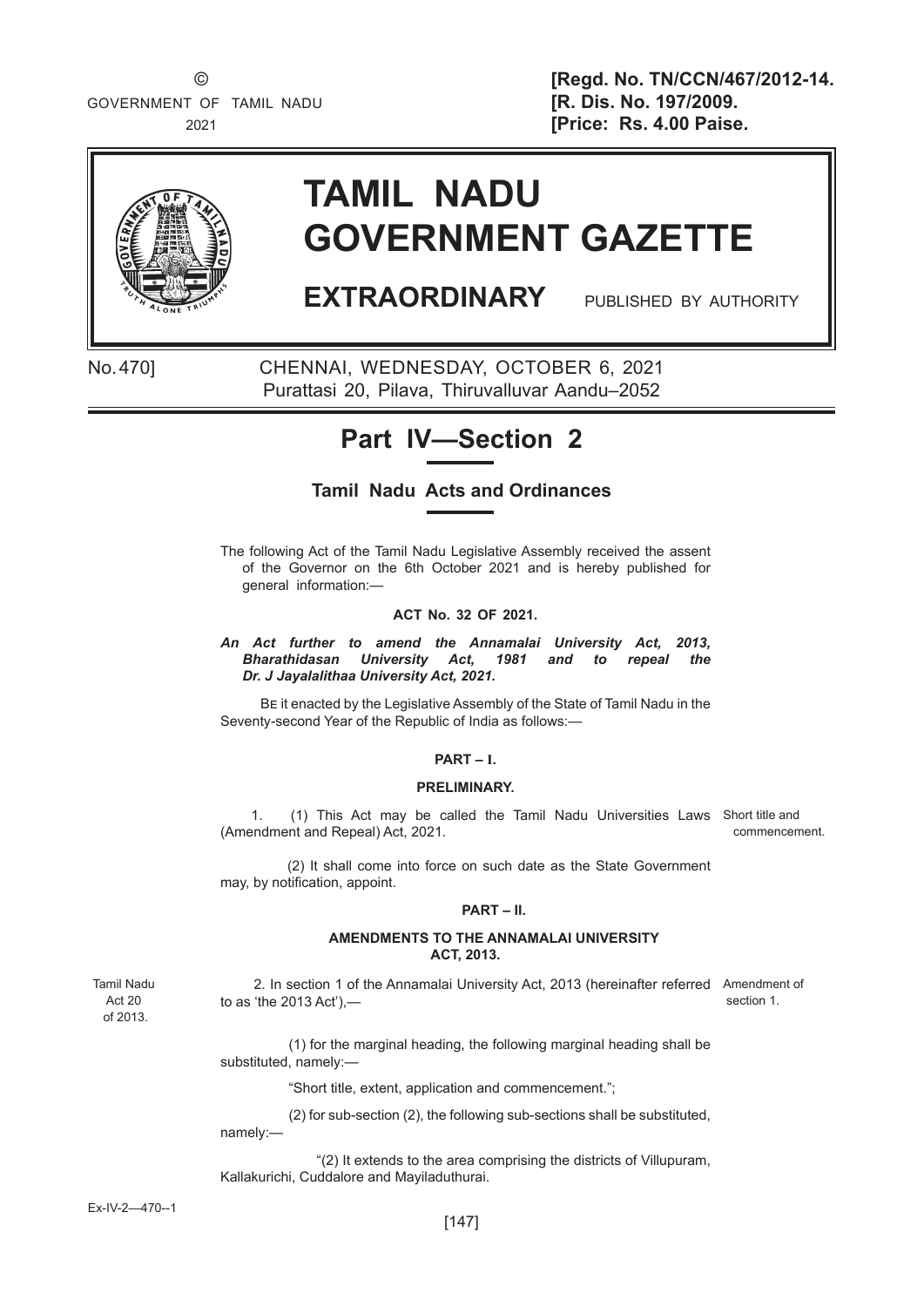© GOVERNMENT OF TAMIL NADU 2021

[Regd. No. TN/CCN/467/2012-14.
[R. Dis. No. 197/2009.
[Price: Rs. 4.00 Paise.

# TAMIL NADU GOVERNMENT GAZETTE

## EXTRAORDINARY PUBLISHED BY AUTHORITY

No. 470] CHENNAI, WEDNESDAY, OCTOBER 6, 2021
Purattasi 20, Pilava, Thiruvalluvar Aandu–2052

# Part IV—Section 2

## Tamil Nadu Acts and Ordinances

The following Act of the Tamil Nadu Legislative Assembly received the assent of the Governor on the 6th October 2021 and is hereby published for general information:—

**ACT No. 32 OF 2021.**

***An Act further to amend the Annamalai University Act, 2013, Bharathidasan University Act, 1981 and to repeal the Dr. J Jayalalithaa University Act, 2021.***

Be it enacted by the Legislative Assembly of the State of Tamil Nadu in the Seventy-second Year of the Republic of India as follows:—

**PART – I.**

**PRELIMINARY.**

Short title and commencement.

1. (1) This Act may be called the Tamil Nadu Universities Laws (Amendment and Repeal) Act, 2021.

(2) It shall come into force on such date as the State Government may, by notification, appoint.

**PART – II.**

**AMENDMENTS TO THE ANNAMALAI UNIVERSITY ACT, 2013.**

Tamil Nadu Act 20 of 2013.

Amendment of section 1.

2. In section 1 of the Annamalai University Act, 2013 (hereinafter referred to as 'the 2013 Act'),—

(1) for the marginal heading, the following marginal heading shall be substituted, namely:—

"Short title, extent, application and commencement.";

(2) for sub-section (2), the following sub-sections shall be substituted, namely:—

"(2) It extends to the area comprising the districts of Villupuram, Kallakurichi, Cuddalore and Mayiladuthurai.

Ex-IV-2—470--1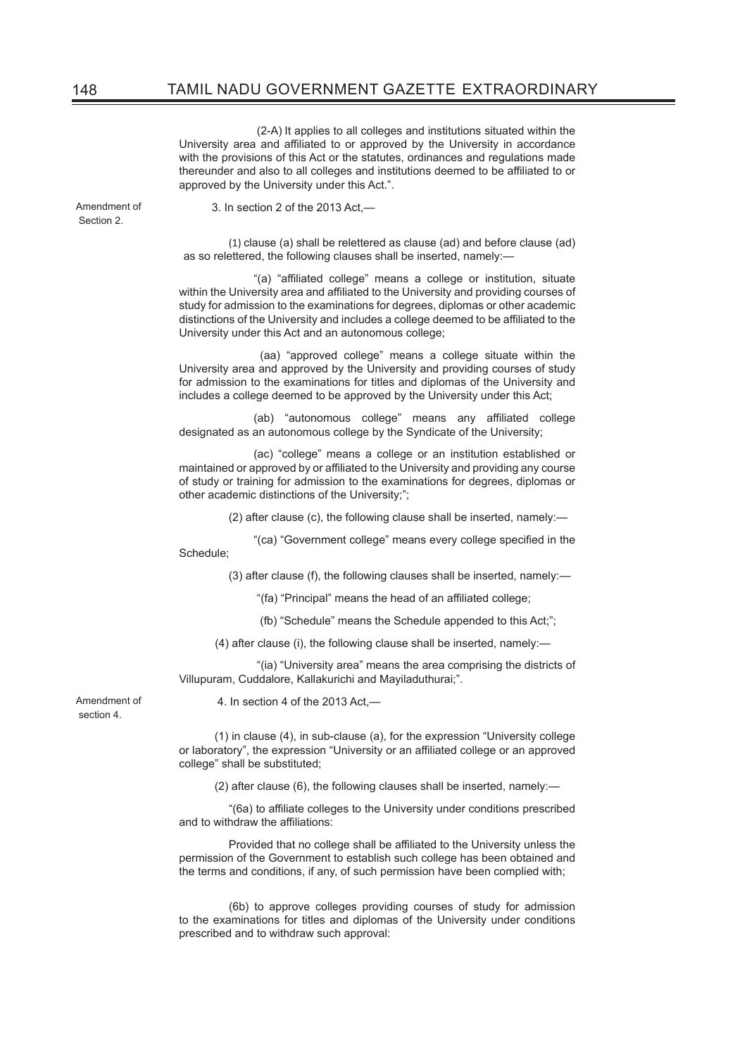(2-A) It applies to all colleges and institutions situated within the University area and affiliated to or approved by the University in accordance with the provisions of this Act or the statutes, ordinances and regulations made thereunder and also to all colleges and institutions deemed to be affiliated to or approved by the University under this Act.".

Amendment of Section 2.

3. In section 2 of the 2013 Act,—

(1) clause (a) shall be relettered as clause (ad) and before clause (ad) as so relettered, the following clauses shall be inserted, namely:—

"(a) "affiliated college" means a college or institution, situate within the University area and affiliated to the University and providing courses of study for admission to the examinations for degrees, diplomas or other academic distinctions of the University and includes a college deemed to be affiliated to the University under this Act and an autonomous college;

(aa) "approved college" means a college situate within the University area and approved by the University and providing courses of study for admission to the examinations for titles and diplomas of the University and includes a college deemed to be approved by the University under this Act;

(ab) "autonomous college" means any affiliated college designated as an autonomous college by the Syndicate of the University;

(ac) "college" means a college or an institution established or maintained or approved by or affiliated to the University and providing any course of study or training for admission to the examinations for degrees, diplomas or other academic distinctions of the University;";

(2) after clause (c), the following clause shall be inserted, namely:—

"(ca) "Government college" means every college specified in the Schedule;

(3) after clause (f), the following clauses shall be inserted, namely:—

"(fa) "Principal" means the head of an affiliated college;

(fb) "Schedule" means the Schedule appended to this Act;";

(4) after clause (i), the following clause shall be inserted, namely:—

"(ia) "University area" means the area comprising the districts of Villupuram, Cuddalore, Kallakurichi and Mayiladuthurai;".

Amendment of section 4.

4. In section 4 of the 2013 Act,—

(1) in clause (4), in sub-clause (a), for the expression "University college or laboratory", the expression "University or an affiliated college or an approved college" shall be substituted;

(2) after clause (6), the following clauses shall be inserted, namely:—

"(6a) to affiliate colleges to the University under conditions prescribed and to withdraw the affiliations:

Provided that no college shall be affiliated to the University unless the permission of the Government to establish such college has been obtained and the terms and conditions, if any, of such permission have been complied with;

(6b) to approve colleges providing courses of study for admission to the examinations for titles and diplomas of the University under conditions prescribed and to withdraw such approval: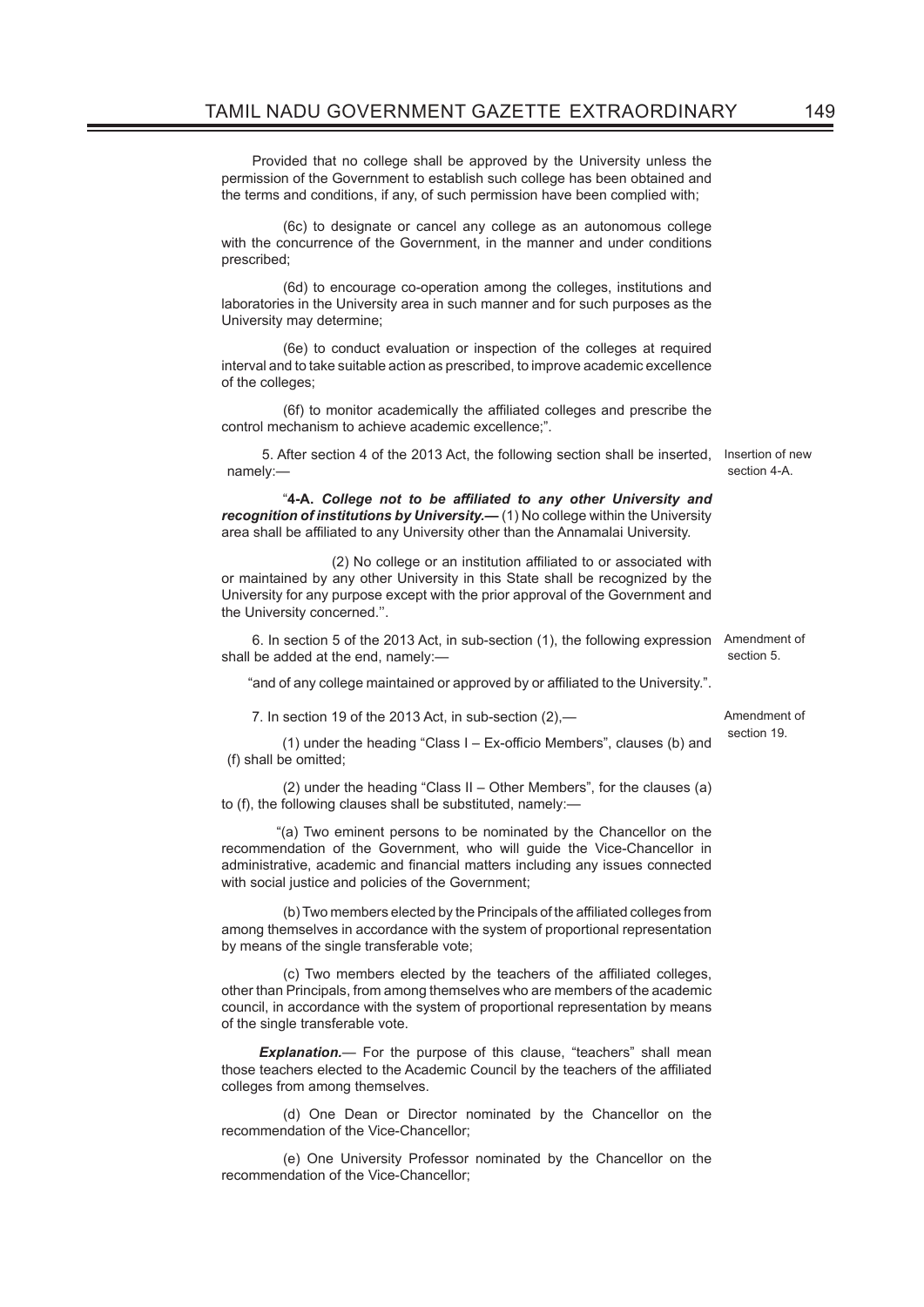Provided that no college shall be approved by the University unless the permission of the Government to establish such college has been obtained and the terms and conditions, if any, of such permission have been complied with;

(6c) to designate or cancel any college as an autonomous college with the concurrence of the Government, in the manner and under conditions prescribed;

(6d) to encourage co-operation among the colleges, institutions and laboratories in the University area in such manner and for such purposes as the University may determine;

(6e) to conduct evaluation or inspection of the colleges at required interval and to take suitable action as prescribed, to improve academic excellence of the colleges;

(6f) to monitor academically the affiliated colleges and prescribe the control mechanism to achieve academic excellence;".

5. After section 4 of the 2013 Act, the following section shall be inserted, namely:—

*Insertion of new section 4-A.*

"**4-A.** ***College not to be affiliated to any other University and recognition of institutions by University.—*** (1) No college within the University area shall be affiliated to any University other than the Annamalai University.

(2) No college or an institution affiliated to or associated with or maintained by any other University in this State shall be recognized by the University for any purpose except with the prior approval of the Government and the University concerned.".

6. In section 5 of the 2013 Act, in sub-section (1), the following expression shall be added at the end, namely:—

*Amendment of section 5.*

"and of any college maintained or approved by or affiliated to the University.".

7. In section 19 of the 2013 Act, in sub-section (2),—

*Amendment of section 19.*

(1) under the heading "Class I – Ex-officio Members", clauses (b) and (f) shall be omitted;

(2) under the heading "Class II – Other Members", for the clauses (a) to (f), the following clauses shall be substituted, namely:—

"(a) Two eminent persons to be nominated by the Chancellor on the recommendation of the Government, who will guide the Vice-Chancellor in administrative, academic and financial matters including any issues connected with social justice and policies of the Government;

(b) Two members elected by the Principals of the affiliated colleges from among themselves in accordance with the system of proportional representation by means of the single transferable vote;

(c) Two members elected by the teachers of the affiliated colleges, other than Principals, from among themselves who are members of the academic council, in accordance with the system of proportional representation by means of the single transferable vote.

***Explanation.***— For the purpose of this clause, "teachers" shall mean those teachers elected to the Academic Council by the teachers of the affiliated colleges from among themselves.

(d) One Dean or Director nominated by the Chancellor on the recommendation of the Vice-Chancellor;

(e) One University Professor nominated by the Chancellor on the recommendation of the Vice-Chancellor;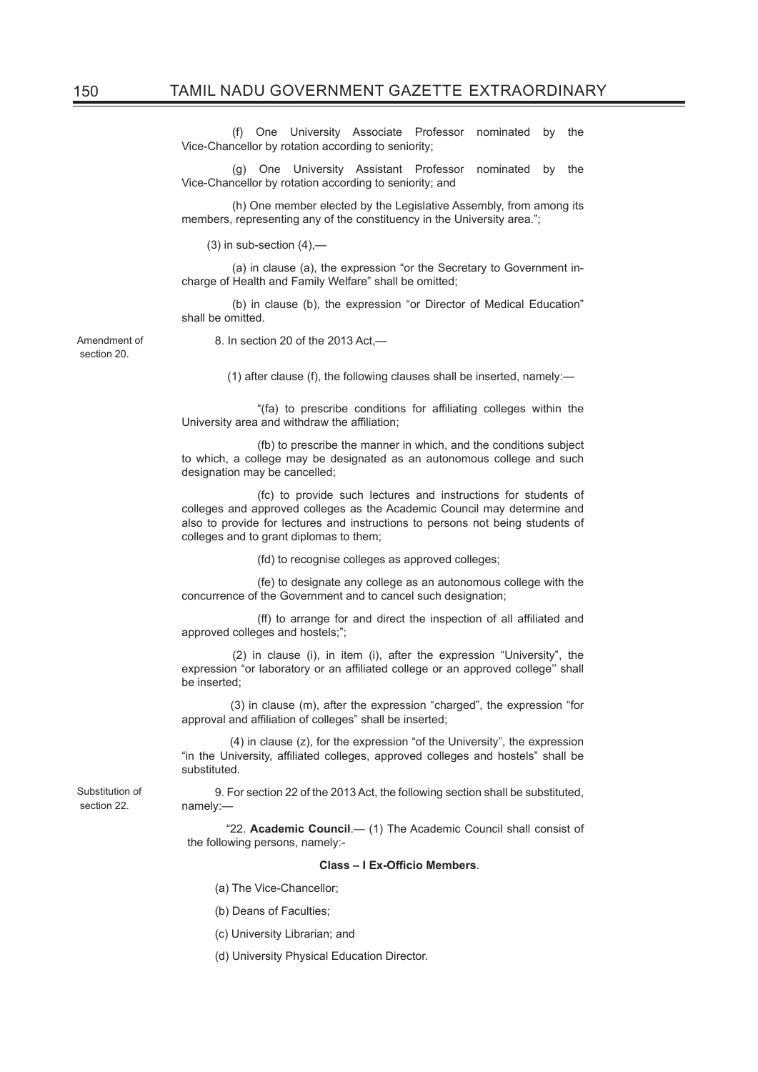(f) One University Associate Professor nominated by the Vice-Chancellor by rotation according to seniority;

(g) One University Assistant Professor nominated by the Vice-Chancellor by rotation according to seniority; and

(h) One member elected by the Legislative Assembly, from among its members, representing any of the constituency in the University area.";

(3) in sub-section (4),—

(a) in clause (a), the expression "or the Secretary to Government in-charge of Health and Family Welfare" shall be omitted;

(b) in clause (b), the expression "or Director of Medical Education" shall be omitted.

Amendment of section 20.

8. In section 20 of the 2013 Act,—

(1) after clause (f), the following clauses shall be inserted, namely:—

"(fa) to prescribe conditions for affiliating colleges within the University area and withdraw the affiliation;

(fb) to prescribe the manner in which, and the conditions subject to which, a college may be designated as an autonomous college and such designation may be cancelled;

(fc) to provide such lectures and instructions for students of colleges and approved colleges as the Academic Council may determine and also to provide for lectures and instructions to persons not being students of colleges and to grant diplomas to them;

(fd) to recognise colleges as approved colleges;

(fe) to designate any college as an autonomous college with the concurrence of the Government and to cancel such designation;

(ff) to arrange for and direct the inspection of all affiliated and approved colleges and hostels;";

(2) in clause (i), in item (i), after the expression "University", the expression "or laboratory or an affiliated college or an approved college" shall be inserted;

(3) in clause (m), after the expression "charged", the expression "for approval and affiliation of colleges" shall be inserted;

(4) in clause (z), for the expression "of the University", the expression "in the University, affiliated colleges, approved colleges and hostels" shall be substituted.

Substitution of section 22.

9. For section 22 of the 2013 Act, the following section shall be substituted, namely:—

"22. **Academic Council**.— (1) The Academic Council shall consist of the following persons, namely:-

**Class – I Ex-Officio Members**.

(a) The Vice-Chancellor;

(b) Deans of Faculties;

(c) University Librarian; and

(d) University Physical Education Director.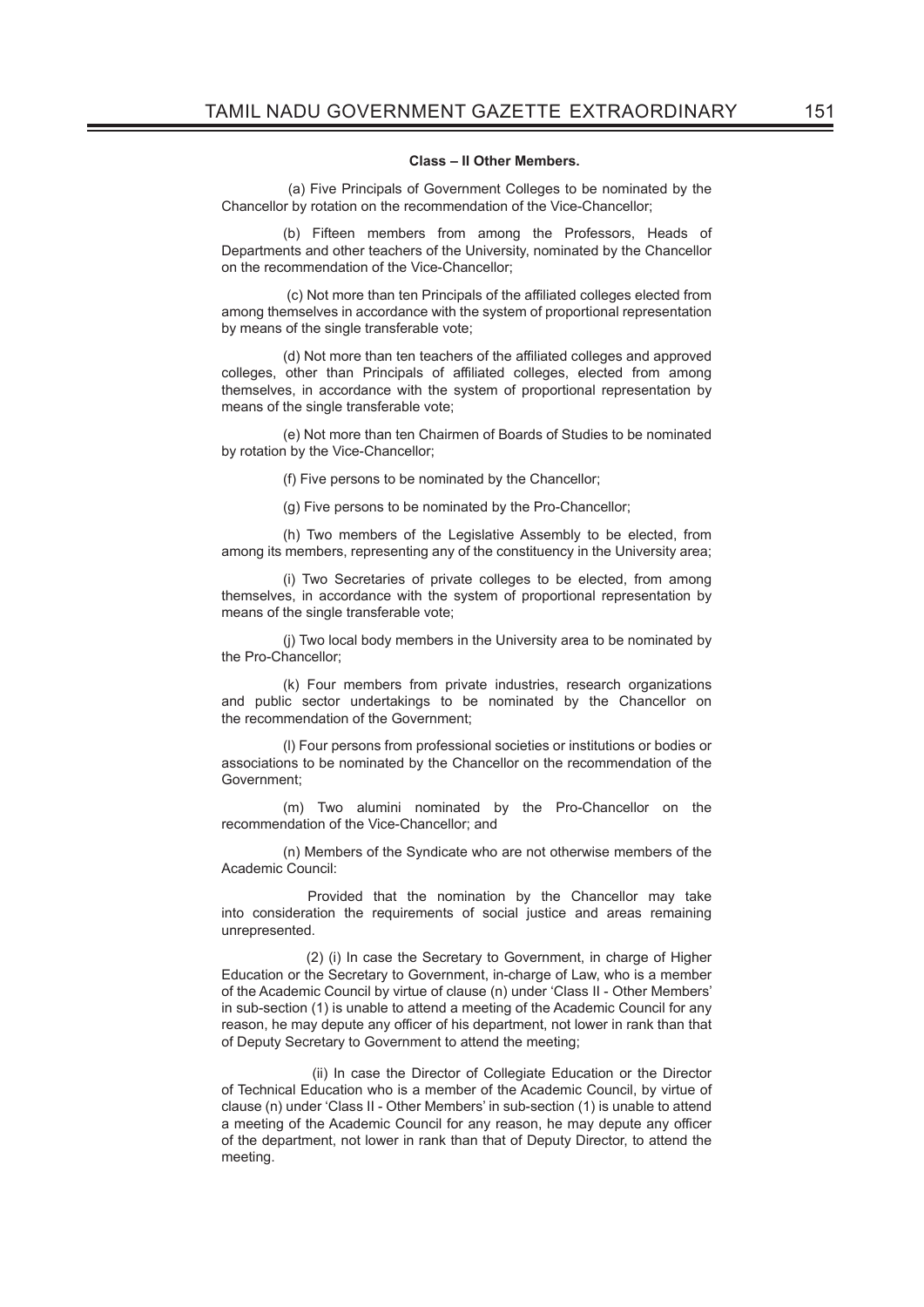**Class – II Other Members.**

(a) Five Principals of Government Colleges to be nominated by the Chancellor by rotation on the recommendation of the Vice-Chancellor;

(b) Fifteen members from among the Professors, Heads of Departments and other teachers of the University, nominated by the Chancellor on the recommendation of the Vice-Chancellor;

(c) Not more than ten Principals of the affiliated colleges elected from among themselves in accordance with the system of proportional representation by means of the single transferable vote;

(d) Not more than ten teachers of the affiliated colleges and approved colleges, other than Principals of affiliated colleges, elected from among themselves, in accordance with the system of proportional representation by means of the single transferable vote;

(e) Not more than ten Chairmen of Boards of Studies to be nominated by rotation by the Vice-Chancellor;

(f) Five persons to be nominated by the Chancellor;

(g) Five persons to be nominated by the Pro-Chancellor;

(h) Two members of the Legislative Assembly to be elected, from among its members, representing any of the constituency in the University area;

(i) Two Secretaries of private colleges to be elected, from among themselves, in accordance with the system of proportional representation by means of the single transferable vote;

(j) Two local body members in the University area to be nominated by the Pro-Chancellor;

(k) Four members from private industries, research organizations and public sector undertakings to be nominated by the Chancellor on the recommendation of the Government;

(l) Four persons from professional societies or institutions or bodies or associations to be nominated by the Chancellor on the recommendation of the Government;

(m) Two alumini nominated by the Pro-Chancellor on the recommendation of the Vice-Chancellor; and

(n) Members of the Syndicate who are not otherwise members of the Academic Council:

Provided that the nomination by the Chancellor may take into consideration the requirements of social justice and areas remaining unrepresented.

(2) (i) In case the Secretary to Government, in charge of Higher Education or the Secretary to Government, in-charge of Law, who is a member of the Academic Council by virtue of clause (n) under 'Class II - Other Members' in sub-section (1) is unable to attend a meeting of the Academic Council for any reason, he may depute any officer of his department, not lower in rank than that of Deputy Secretary to Government to attend the meeting;

(ii) In case the Director of Collegiate Education or the Director of Technical Education who is a member of the Academic Council, by virtue of clause (n) under 'Class II - Other Members' in sub-section (1) is unable to attend a meeting of the Academic Council for any reason, he may depute any officer of the department, not lower in rank than that of Deputy Director, to attend the meeting.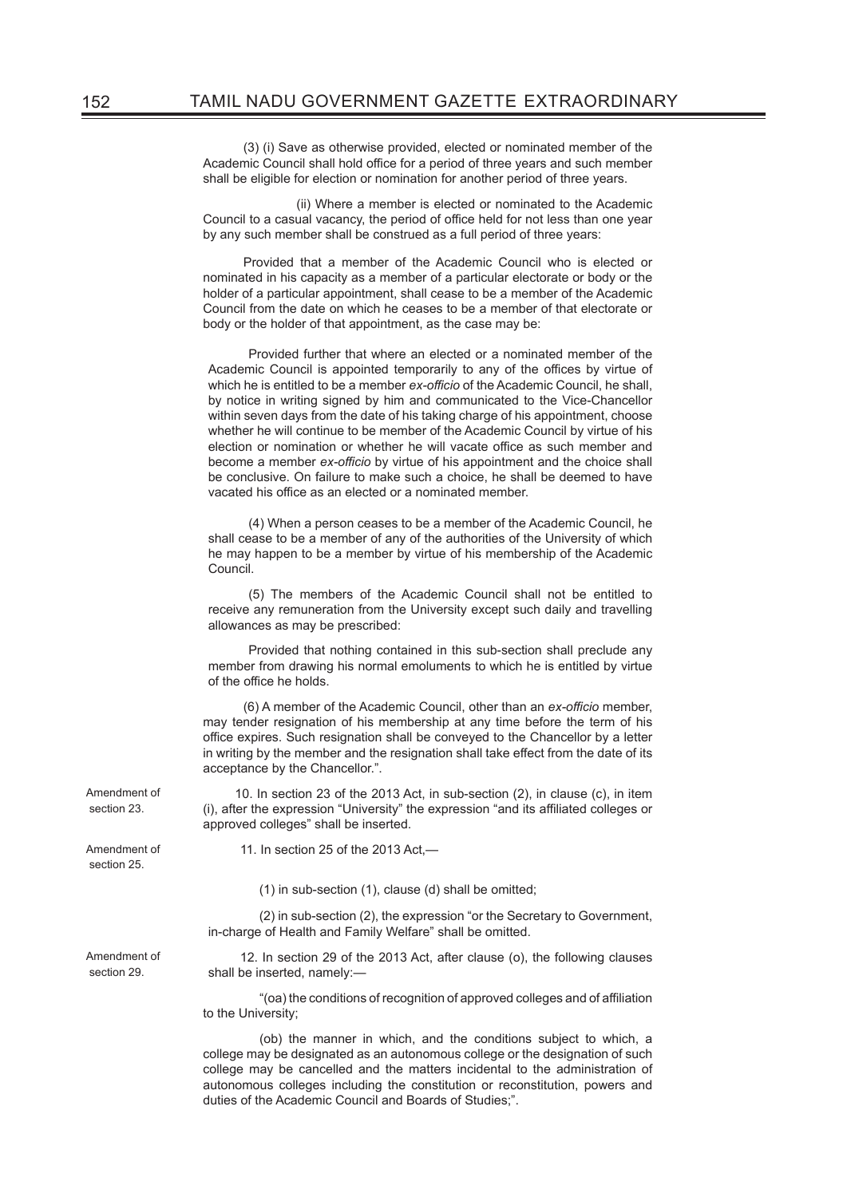(3) (i) Save as otherwise provided, elected or nominated member of the Academic Council shall hold office for a period of three years and such member shall be eligible for election or nomination for another period of three years.

(ii) Where a member is elected or nominated to the Academic Council to a casual vacancy, the period of office held for not less than one year by any such member shall be construed as a full period of three years:

Provided that a member of the Academic Council who is elected or nominated in his capacity as a member of a particular electorate or body or the holder of a particular appointment, shall cease to be a member of the Academic Council from the date on which he ceases to be a member of that electorate or body or the holder of that appointment, as the case may be:

Provided further that where an elected or a nominated member of the Academic Council is appointed temporarily to any of the offices by virtue of which he is entitled to be a member *ex-officio* of the Academic Council, he shall, by notice in writing signed by him and communicated to the Vice-Chancellor within seven days from the date of his taking charge of his appointment, choose whether he will continue to be member of the Academic Council by virtue of his election or nomination or whether he will vacate office as such member and become a member *ex-officio* by virtue of his appointment and the choice shall be conclusive. On failure to make such a choice, he shall be deemed to have vacated his office as an elected or a nominated member.

(4) When a person ceases to be a member of the Academic Council, he shall cease to be a member of any of the authorities of the University of which he may happen to be a member by virtue of his membership of the Academic Council.

(5) The members of the Academic Council shall not be entitled to receive any remuneration from the University except such daily and travelling allowances as may be prescribed:

Provided that nothing contained in this sub-section shall preclude any member from drawing his normal emoluments to which he is entitled by virtue of the office he holds.

(6) A member of the Academic Council, other than an *ex-officio* member, may tender resignation of his membership at any time before the term of his office expires. Such resignation shall be conveyed to the Chancellor by a letter in writing by the member and the resignation shall take effect from the date of its acceptance by the Chancellor.".

Amendment of section 23.

10. In section 23 of the 2013 Act, in sub-section (2), in clause (c), in item (i), after the expression "University" the expression "and its affiliated colleges or approved colleges" shall be inserted.

Amendment of section 25.

11. In section 25 of the 2013 Act,—

(1) in sub-section (1), clause (d) shall be omitted;

(2) in sub-section (2), the expression "or the Secretary to Government, in-charge of Health and Family Welfare" shall be omitted.

Amendment of section 29.

12. In section 29 of the 2013 Act, after clause (o), the following clauses shall be inserted, namely:—

"(oa) the conditions of recognition of approved colleges and of affiliation to the University;

(ob) the manner in which, and the conditions subject to which, a college may be designated as an autonomous college or the designation of such college may be cancelled and the matters incidental to the administration of autonomous colleges including the constitution or reconstitution, powers and duties of the Academic Council and Boards of Studies;".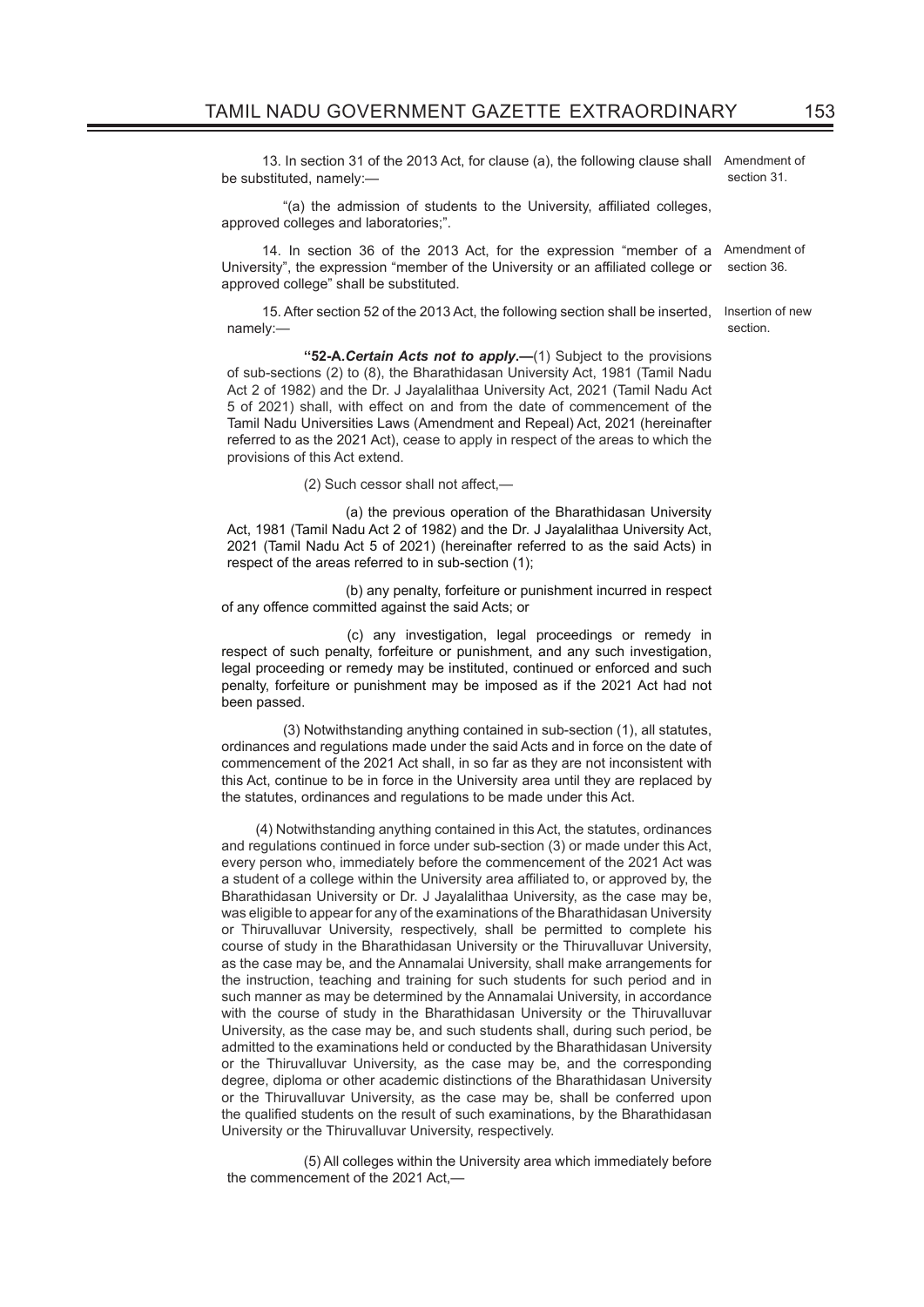13. In section 31 of the 2013 Act, for clause (a), the following clause shall be substituted, namely:— Amendment of section 31.

"(a) the admission of students to the University, affiliated colleges, approved colleges and laboratories;".

14. In section 36 of the 2013 Act, for the expression "member of a University", the expression "member of the University or an affiliated college or approved college" shall be substituted. Amendment of section 36.

15. After section 52 of the 2013 Act, the following section shall be inserted, namely:— Insertion of new section.

"**52-A.** ***Certain Acts not to apply*****.—**(1) Subject to the provisions of sub-sections (2) to (8), the Bharathidasan University Act, 1981 (Tamil Nadu Act 2 of 1982) and the Dr. J Jayalalithaa University Act, 2021 (Tamil Nadu Act 5 of 2021) shall, with effect on and from the date of commencement of the Tamil Nadu Universities Laws (Amendment and Repeal) Act, 2021 (hereinafter referred to as the 2021 Act), cease to apply in respect of the areas to which the provisions of this Act extend.

(2) Such cessor shall not affect,—

(a) the previous operation of the Bharathidasan University Act, 1981 (Tamil Nadu Act 2 of 1982) and the Dr. J Jayalalithaa University Act, 2021 (Tamil Nadu Act 5 of 2021) (hereinafter referred to as the said Acts) in respect of the areas referred to in sub-section (1);

(b) any penalty, forfeiture or punishment incurred in respect of any offence committed against the said Acts; or

(c) any investigation, legal proceedings or remedy in respect of such penalty, forfeiture or punishment, and any such investigation, legal proceeding or remedy may be instituted, continued or enforced and such penalty, forfeiture or punishment may be imposed as if the 2021 Act had not been passed.

(3) Notwithstanding anything contained in sub-section (1), all statutes, ordinances and regulations made under the said Acts and in force on the date of commencement of the 2021 Act shall, in so far as they are not inconsistent with this Act, continue to be in force in the University area until they are replaced by the statutes, ordinances and regulations to be made under this Act.

(4) Notwithstanding anything contained in this Act, the statutes, ordinances and regulations continued in force under sub-section (3) or made under this Act, every person who, immediately before the commencement of the 2021 Act was a student of a college within the University area affiliated to, or approved by, the Bharathidasan University or Dr. J Jayalalithaa University, as the case may be, was eligible to appear for any of the examinations of the Bharathidasan University or Thiruvalluvar University, respectively, shall be permitted to complete his course of study in the Bharathidasan University or the Thiruvalluvar University, as the case may be, and the Annamalai University, shall make arrangements for the instruction, teaching and training for such students for such period and in such manner as may be determined by the Annamalai University, in accordance with the course of study in the Bharathidasan University or the Thiruvalluvar University, as the case may be, and such students shall, during such period, be admitted to the examinations held or conducted by the Bharathidasan University or the Thiruvalluvar University, as the case may be, and the corresponding degree, diploma or other academic distinctions of the Bharathidasan University or the Thiruvalluvar University, as the case may be, shall be conferred upon the qualified students on the result of such examinations, by the Bharathidasan University or the Thiruvalluvar University, respectively.

(5) All colleges within the University area which immediately before the commencement of the 2021 Act,—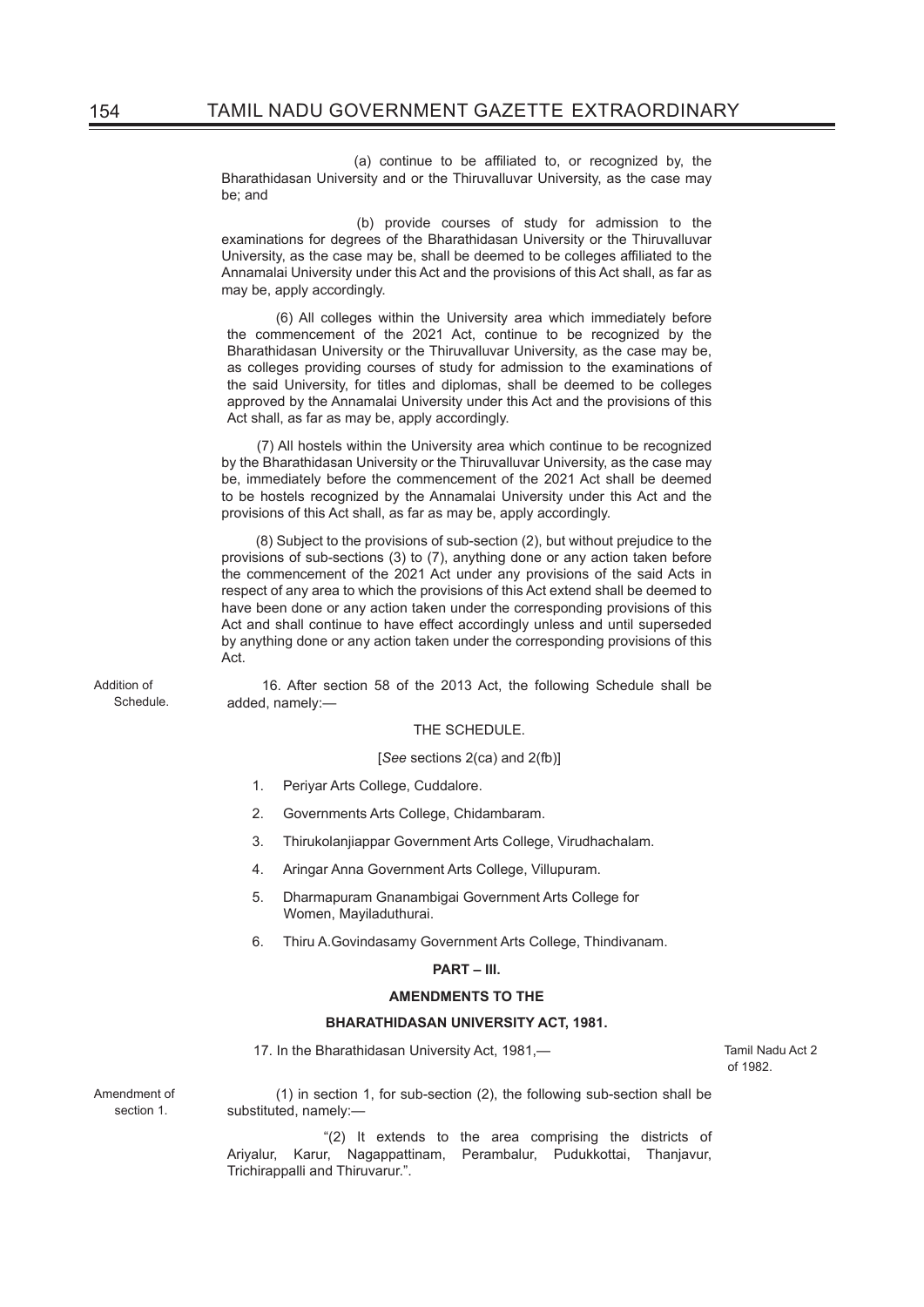(a) continue to be affiliated to, or recognized by, the Bharathidasan University and or the Thiruvalluvar University, as the case may be; and

(b) provide courses of study for admission to the examinations for degrees of the Bharathidasan University or the Thiruvalluvar University, as the case may be, shall be deemed to be colleges affiliated to the Annamalai University under this Act and the provisions of this Act shall, as far as may be, apply accordingly.

(6) All colleges within the University area which immediately before the commencement of the 2021 Act, continue to be recognized by the Bharathidasan University or the Thiruvalluvar University, as the case may be, as colleges providing courses of study for admission to the examinations of the said University, for titles and diplomas, shall be deemed to be colleges approved by the Annamalai University under this Act and the provisions of this Act shall, as far as may be, apply accordingly.

(7) All hostels within the University area which continue to be recognized by the Bharathidasan University or the Thiruvalluvar University, as the case may be, immediately before the commencement of the 2021 Act shall be deemed to be hostels recognized by the Annamalai University under this Act and the provisions of this Act shall, as far as may be, apply accordingly.

(8) Subject to the provisions of sub-section (2), but without prejudice to the provisions of sub-sections (3) to (7), anything done or any action taken before the commencement of the 2021 Act under any provisions of the said Acts in respect of any area to which the provisions of this Act extend shall be deemed to have been done or any action taken under the corresponding provisions of this Act and shall continue to have effect accordingly unless and until superseded by anything done or any action taken under the corresponding provisions of this Act.

Addition of Schedule.

16. After section 58 of the 2013 Act, the following Schedule shall be added, namely:—

THE SCHEDULE.

[*See* sections 2(ca) and 2(fb)]

1. Periyar Arts College, Cuddalore.
2. Governments Arts College, Chidambaram.
3. Thirukolanjiappar Government Arts College, Virudhachalam.
4. Aringar Anna Government Arts College, Villupuram.
5. Dharmapuram Gnanambigai Government Arts College for Women, Mayiladuthurai.
6. Thiru A.Govindasamy Government Arts College, Thindivanam.

**PART – III.**

**AMENDMENTS TO THE**

**BHARATHIDASAN UNIVERSITY ACT, 1981.**

17. In the Bharathidasan University Act, 1981,—

Tamil Nadu Act 2 of 1982.

Amendment of section 1.

(1) in section 1, for sub-section (2), the following sub-section shall be substituted, namely:—

"(2) It extends to the area comprising the districts of Ariyalur, Karur, Nagappattinam, Perambalur, Pudukkottai, Thanjavur, Trichirappalli and Thiruvarur.".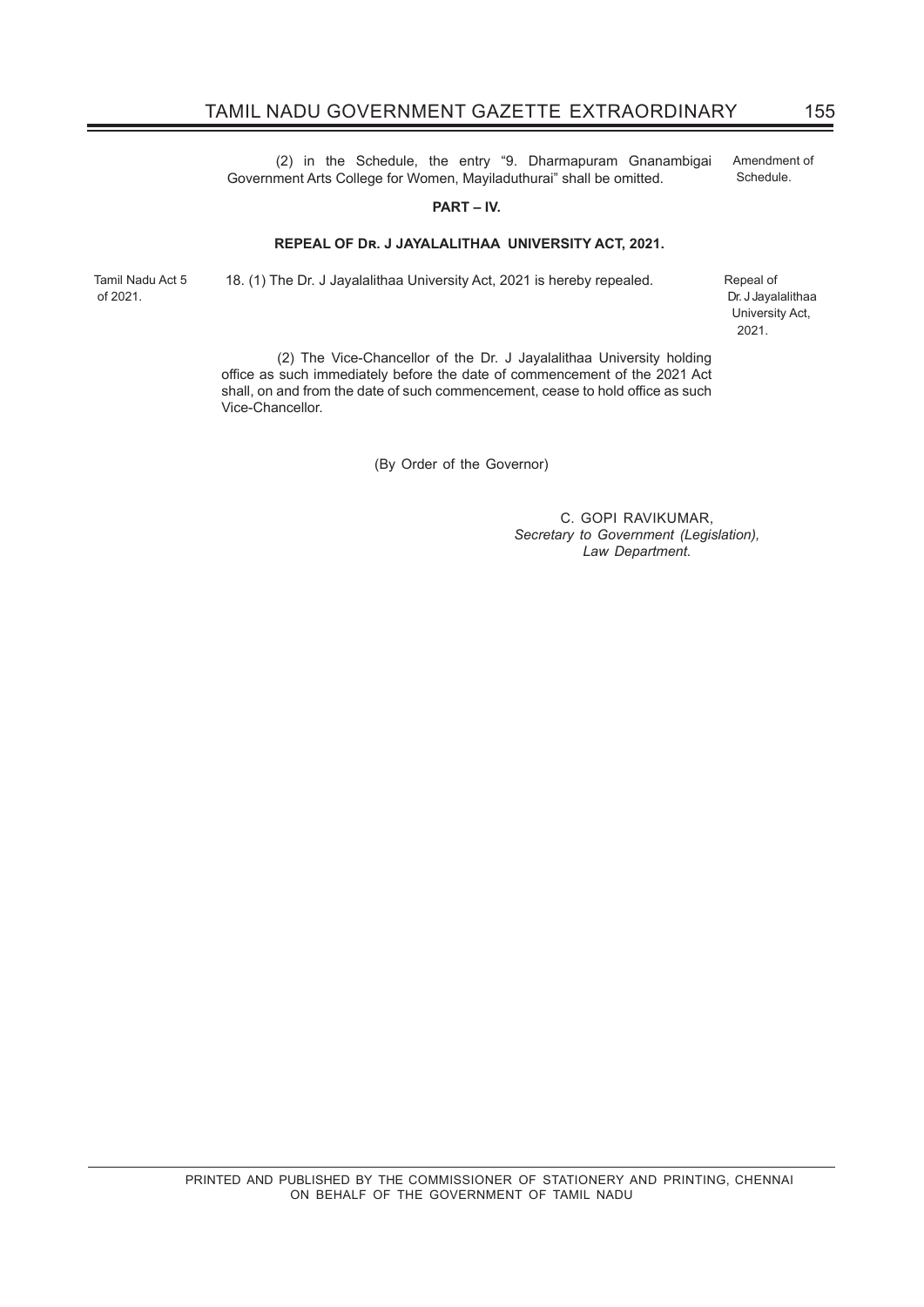(2) in the Schedule, the entry "9. Dharmapuram Gnanambigai Government Arts College for Women, Mayiladuthurai" shall be omitted. Amendment of Schedule.

**PART – IV.**

**REPEAL OF DR. J JAYALALITHAA UNIVERSITY ACT, 2021.**

Tamil Nadu Act 5 of 2021.

18. (1) The Dr. J Jayalalithaa University Act, 2021 is hereby repealed. Repeal of Dr. J Jayalalithaa University Act, 2021.

(2) The Vice-Chancellor of the Dr. J Jayalalithaa University holding office as such immediately before the date of commencement of the 2021 Act shall, on and from the date of such commencement, cease to hold office as such Vice-Chancellor.

(By Order of the Governor)

C. GOPI RAVIKUMAR,
*Secretary to Government (Legislation),*
*Law Department.*

PRINTED AND PUBLISHED BY THE COMMISSIONER OF STATIONERY AND PRINTING, CHENNAI ON BEHALF OF THE GOVERNMENT OF TAMIL NADU